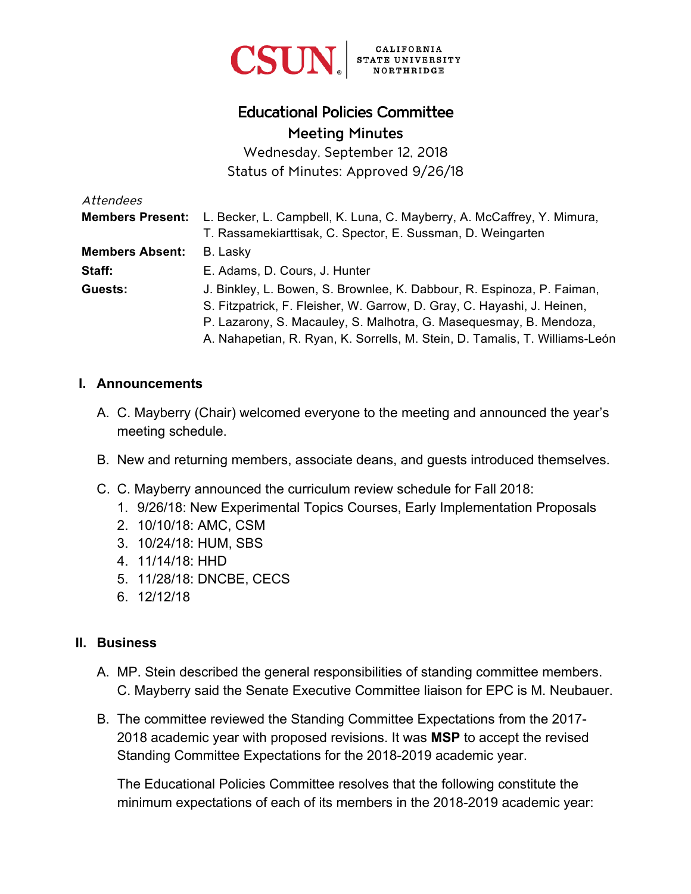CSUN | CALIFORNIA STATE UNIVERSITY NORTHRIDGE

# Educational Policies Committee

## Meeting Minutes

Wednesday, September 12, 2018

Status of Minutes: Approved 9/26/18

*Attendees*

**Members Present:** L. Becker, L. Campbell, K. Luna, C. Mayberry, A. McCaffrey, Y. Mimura, T. Rassamekiarttisak, C. Spector, E. Sussman, D. Weingarten

**Members Absent:** B. Lasky

**Staff:** E. Adams, D. Cours, J. Hunter

**Guests:** J. Binkley, L. Bowen, S. Brownlee, K. Dabbour, R. Espinoza, P. Faiman, S. Fitzpatrick, F. Fleisher, W. Garrow, D. Gray, C. Hayashi, J. Heinen, P. Lazarony, S. Macauley, S. Malhotra, G. Masequesmay, B. Mendoza, A. Nahapetian, R. Ryan, K. Sorrells, M. Stein, D. Tamalis, T. Williams-León

### I. Announcements

A. C. Mayberry (Chair) welcomed everyone to the meeting and announced the year's meeting schedule.

B. New and returning members, associate deans, and guests introduced themselves.

C. C. Mayberry announced the curriculum review schedule for Fall 2018:
  1. 9/26/18: New Experimental Topics Courses, Early Implementation Proposals
  2. 10/10/18: AMC, CSM
  3. 10/24/18: HUM, SBS
  4. 11/14/18: HHD
  5. 11/28/18: DNCBE, CECS
  6. 12/12/18

### II. Business

A. MP. Stein described the general responsibilities of standing committee members. C. Mayberry said the Senate Executive Committee liaison for EPC is M. Neubauer.

B. The committee reviewed the Standing Committee Expectations from the 2017-2018 academic year with proposed revisions. It was **MSP** to accept the revised Standing Committee Expectations for the 2018-2019 academic year.

The Educational Policies Committee resolves that the following constitute the minimum expectations of each of its members in the 2018-2019 academic year: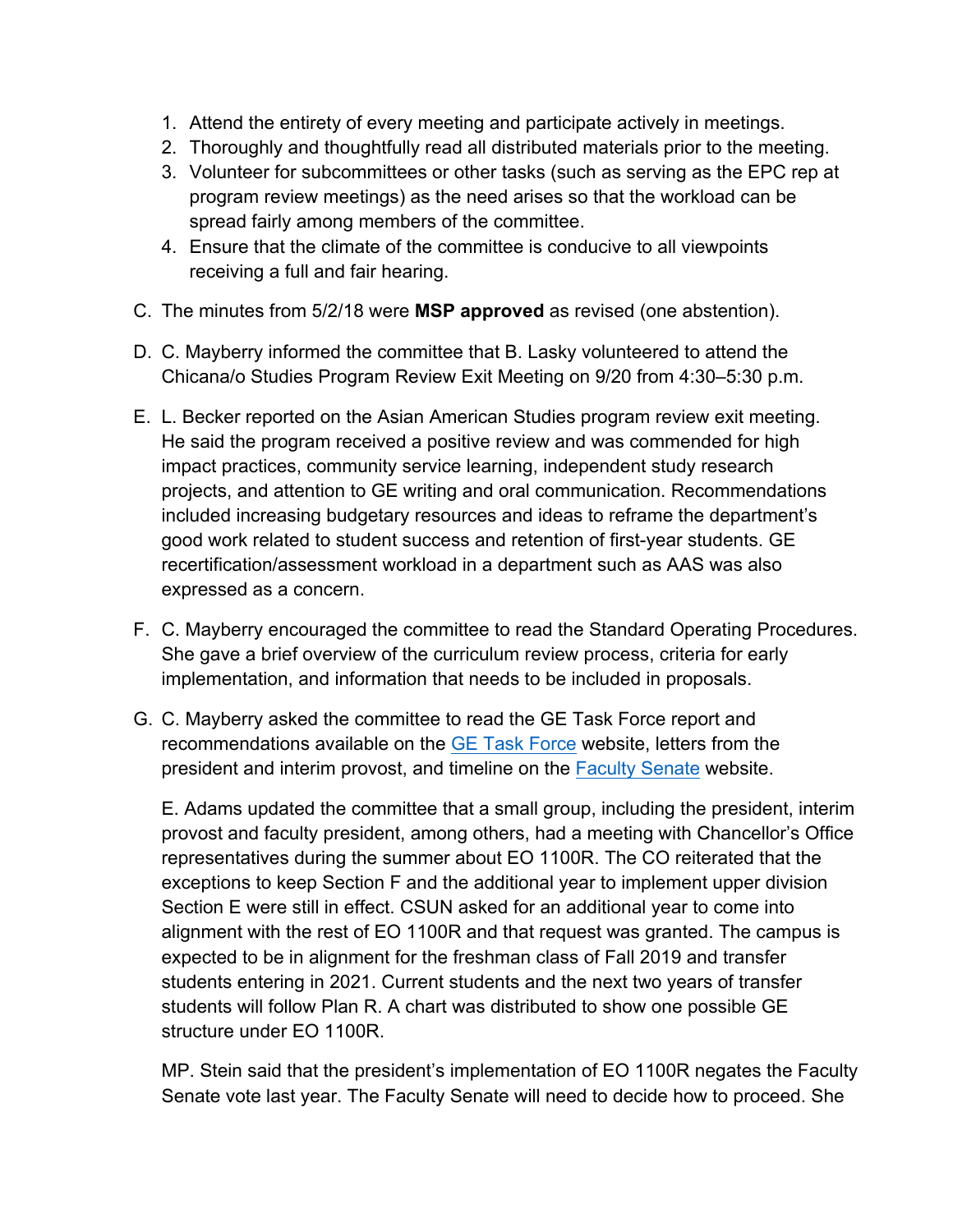1. Attend the entirety of every meeting and participate actively in meetings.
2. Thoroughly and thoughtfully read all distributed materials prior to the meeting.
3. Volunteer for subcommittees or other tasks (such as serving as the EPC rep at program review meetings) as the need arises so that the workload can be spread fairly among members of the committee.
4. Ensure that the climate of the committee is conducive to all viewpoints receiving a full and fair hearing.

C. The minutes from 5/2/18 were **MSP approved** as revised (one abstention).

D. C. Mayberry informed the committee that B. Lasky volunteered to attend the Chicana/o Studies Program Review Exit Meeting on 9/20 from 4:30–5:30 p.m.

E. L. Becker reported on the Asian American Studies program review exit meeting. He said the program received a positive review and was commended for high impact practices, community service learning, independent study research projects, and attention to GE writing and oral communication. Recommendations included increasing budgetary resources and ideas to reframe the department's good work related to student success and retention of first-year students. GE recertification/assessment workload in a department such as AAS was also expressed as a concern.

F. C. Mayberry encouraged the committee to read the Standard Operating Procedures. She gave a brief overview of the curriculum review process, criteria for early implementation, and information that needs to be included in proposals.

G. C. Mayberry asked the committee to read the GE Task Force report and recommendations available on the GE Task Force website, letters from the president and interim provost, and timeline on the Faculty Senate website.

   E. Adams updated the committee that a small group, including the president, interim provost and faculty president, among others, had a meeting with Chancellor's Office representatives during the summer about EO 1100R. The CO reiterated that the exceptions to keep Section F and the additional year to implement upper division Section E were still in effect. CSUN asked for an additional year to come into alignment with the rest of EO 1100R and that request was granted. The campus is expected to be in alignment for the freshman class of Fall 2019 and transfer students entering in 2021. Current students and the next two years of transfer students will follow Plan R. A chart was distributed to show one possible GE structure under EO 1100R.

   MP. Stein said that the president's implementation of EO 1100R negates the Faculty Senate vote last year. The Faculty Senate will need to decide how to proceed. She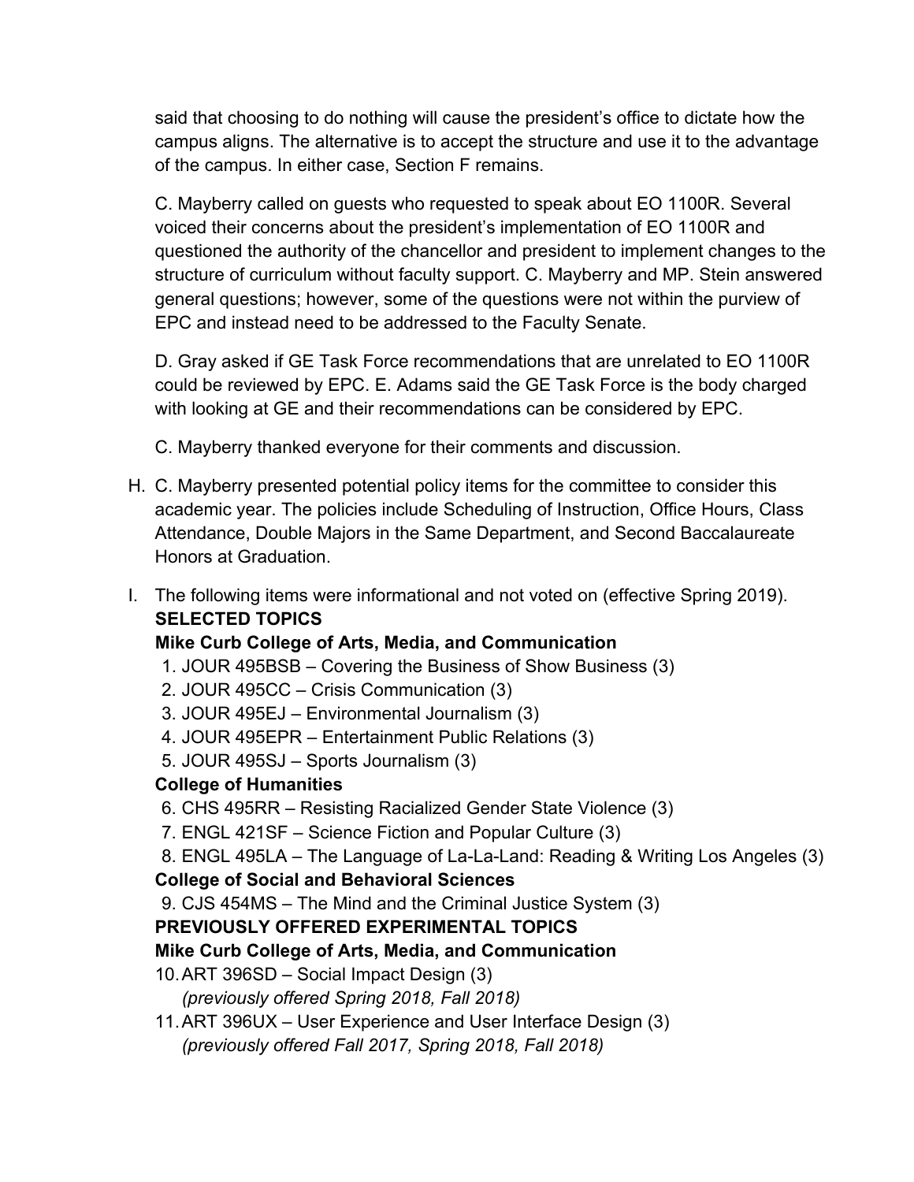said that choosing to do nothing will cause the president's office to dictate how the campus aligns. The alternative is to accept the structure and use it to the advantage of the campus. In either case, Section F remains.

C. Mayberry called on guests who requested to speak about EO 1100R. Several voiced their concerns about the president's implementation of EO 1100R and questioned the authority of the chancellor and president to implement changes to the structure of curriculum without faculty support. C. Mayberry and MP. Stein answered general questions; however, some of the questions were not within the purview of EPC and instead need to be addressed to the Faculty Senate.

D. Gray asked if GE Task Force recommendations that are unrelated to EO 1100R could be reviewed by EPC. E. Adams said the GE Task Force is the body charged with looking at GE and their recommendations can be considered by EPC.

C. Mayberry thanked everyone for their comments and discussion.

H. C. Mayberry presented potential policy items for the committee to consider this academic year. The policies include Scheduling of Instruction, Office Hours, Class Attendance, Double Majors in the Same Department, and Second Baccalaureate Honors at Graduation.

I. The following items were informational and not voted on (effective Spring 2019).
**SELECTED TOPICS**
**Mike Curb College of Arts, Media, and Communication**
1. JOUR 495BSB – Covering the Business of Show Business (3)
2. JOUR 495CC – Crisis Communication (3)
3. JOUR 495EJ – Environmental Journalism (3)
4. JOUR 495EPR – Entertainment Public Relations (3)
5. JOUR 495SJ – Sports Journalism (3)

**College of Humanities**

6. CHS 495RR – Resisting Racialized Gender State Violence (3)
7. ENGL 421SF – Science Fiction and Popular Culture (3)
8. ENGL 495LA – The Language of La-La-Land: Reading & Writing Los Angeles (3)

**College of Social and Behavioral Sciences**

9. CJS 454MS – The Mind and the Criminal Justice System (3)

**PREVIOUSLY OFFERED EXPERIMENTAL TOPICS**
**Mike Curb College of Arts, Media, and Communication**

10. ART 396SD – Social Impact Design (3)
*(previously offered Spring 2018, Fall 2018)*
11. ART 396UX – User Experience and User Interface Design (3)
*(previously offered Fall 2017, Spring 2018, Fall 2018)*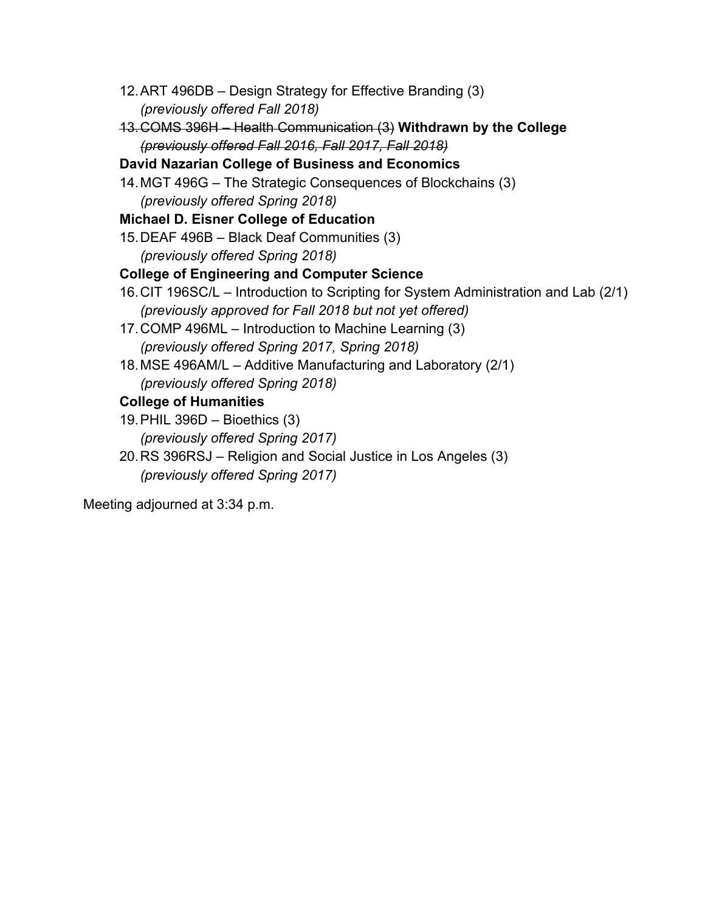12. ART 496DB – Design Strategy for Effective Branding (3)
    *(previously offered Fall 2018)*
13. ~~COMS 396H – Health Communication (3)~~ **Withdrawn by the College**
    ~~*(previously offered Fall 2016, Fall 2017, Fall 2018)*~~

**David Nazarian College of Business and Economics**

14. MGT 496G – The Strategic Consequences of Blockchains (3)
    *(previously offered Spring 2018)*

**Michael D. Eisner College of Education**

15. DEAF 496B – Black Deaf Communities (3)
    *(previously offered Spring 2018)*

**College of Engineering and Computer Science**

16. CIT 196SC/L – Introduction to Scripting for System Administration and Lab (2/1)
    *(previously approved for Fall 2018 but not yet offered)*
17. COMP 496ML – Introduction to Machine Learning (3)
    *(previously offered Spring 2017, Spring 2018)*
18. MSE 496AM/L – Additive Manufacturing and Laboratory (2/1)
    *(previously offered Spring 2018)*

**College of Humanities**

19. PHIL 396D – Bioethics (3)
    *(previously offered Spring 2017)*
20. RS 396RSJ – Religion and Social Justice in Los Angeles (3)
    *(previously offered Spring 2017)*

Meeting adjourned at 3:34 p.m.